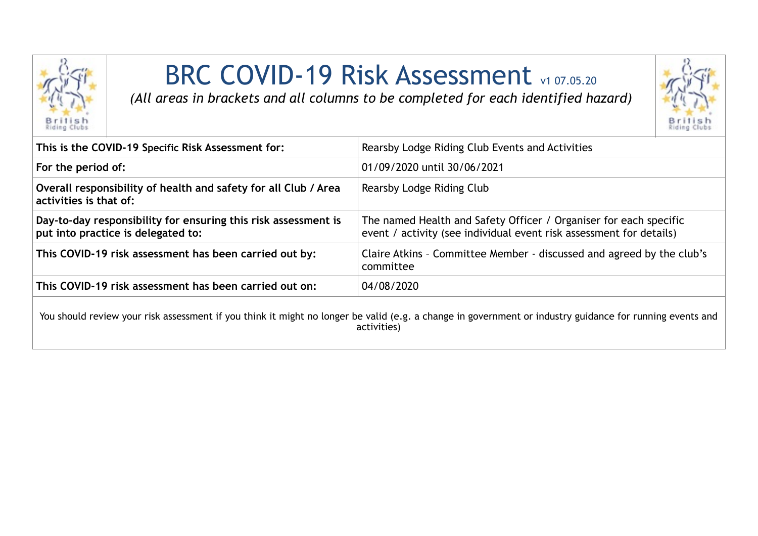# BRC COVID-19 Risk Assessment v1 07.05.20

*(All areas in brackets and all columns to be completed for each identified hazard)*

| | |
|---|---|
| **This is the COVID-19 Specific Risk Assessment for:** | Rearsby Lodge Riding Club Events and Activities |
| **For the period of:** | 01/09/2020 until 30/06/2021 |
| **Overall responsibility of health and safety for all Club / Area activities is that of:** | Rearsby Lodge Riding Club |
| **Day-to-day responsibility for ensuring this risk assessment is put into practice is delegated to:** | The named Health and Safety Officer / Organiser for each specific event / activity (see individual event risk assessment for details) |
| **This COVID-19 risk assessment has been carried out by:** | Claire Atkins – Committee Member - discussed and agreed by the club's committee |
| **This COVID-19 risk assessment has been carried out on:** | 04/08/2020 |

You should review your risk assessment if you think it might no longer be valid (e.g. a change in government or industry guidance for running events and activities)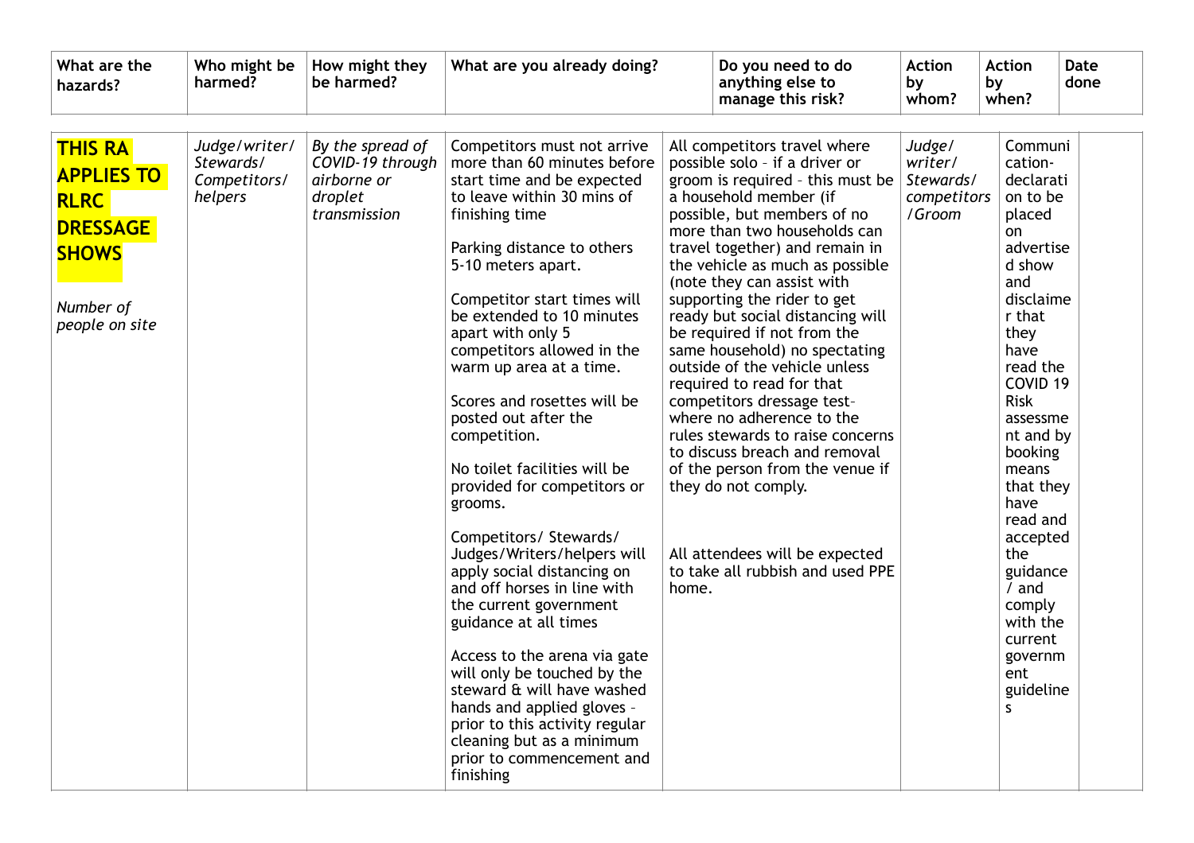| What are the hazards? | Who might be harmed? | How might they be harmed? | What are you already doing? | Do you need to do anything else to manage this risk? | Action by whom? | Action by when? | Date done |
|---|---|---|---|---|---|---|---|
| **THIS RA APPLIES TO RLRC DRESSAGE SHOWS**<br><br>*Number of people on site* | *Judge/writer/ Stewards/ Competitors/ helpers* | *By the spread of COVID-19 through airborne or droplet transmission* | Competitors must not arrive more than 60 minutes before start time and be expected to leave within 30 mins of finishing time<br><br>Parking distance to others 5-10 meters apart.<br><br>Competitor start times will be extended to 10 minutes apart with only 5 competitors allowed in the warm up area at a time.<br><br>Scores and rosettes will be posted out after the competition.<br><br>No toilet facilities will be provided for competitors or grooms.<br><br>Competitors/ Stewards/ Judges/Writers/helpers will apply social distancing on and off horses in line with the current government guidance at all times<br><br>Access to the arena via gate will only be touched by the steward & will have washed hands and applied gloves – prior to this activity regular cleaning but as a minimum prior to commencement and finishing | All competitors travel where possible solo – if a driver or groom is required – this must be a household member (if possible, but members of no more than two households can travel together) and remain in the vehicle as much as possible (note they can assist with supporting the rider to get ready but social distancing will be required if not from the same household) no spectating outside of the vehicle unless required to read for that competitors dressage test– where no adherence to the rules stewards to raise concerns to discuss breach and removal of the person from the venue if they do not comply.<br><br>All attendees will be expected to take all rubbish and used PPE home. | *Judge/ writer/ Stewards/ competitors /Groom* | Communication- declaration to be placed on advertised show and disclaimer that they have read the COVID 19 Risk assessment and by booking means that they have read and accepted the guidance / and comply with the current government guidelines | |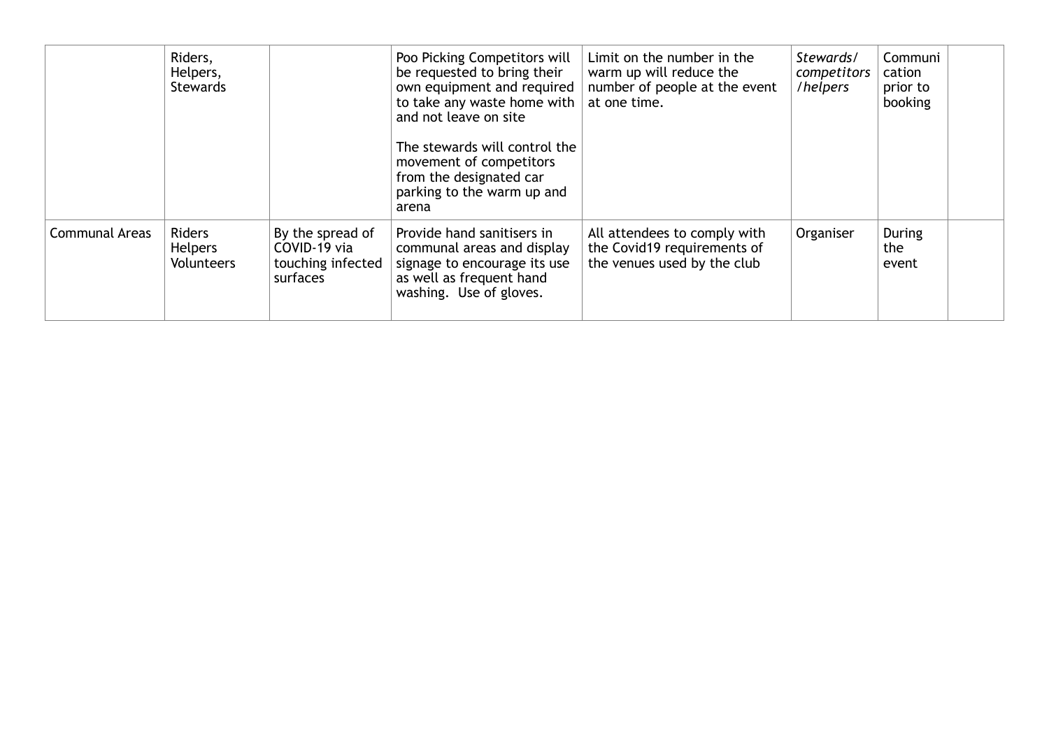| | | | | | | | |
|---|---|---|---|---|---|---|---|
| | Riders, Helpers, Stewards | | Poo Picking Competitors will be requested to bring their own equipment and required to take any waste home with and not leave on site<br><br>The stewards will control the movement of competitors from the designated car parking to the warm up and arena | Limit on the number in the warm up will reduce the number of people at the event at one time. | *Stewards/ competitors /helpers* | Communication prior to booking | |
| Communal Areas | Riders Helpers Volunteers | By the spread of COVID-19 via touching infected surfaces | Provide hand sanitisers in communal areas and display signage to encourage its use as well as frequent hand washing. Use of gloves. | All attendees to comply with the Covid19 requirements of the venues used by the club | Organiser | During the event | |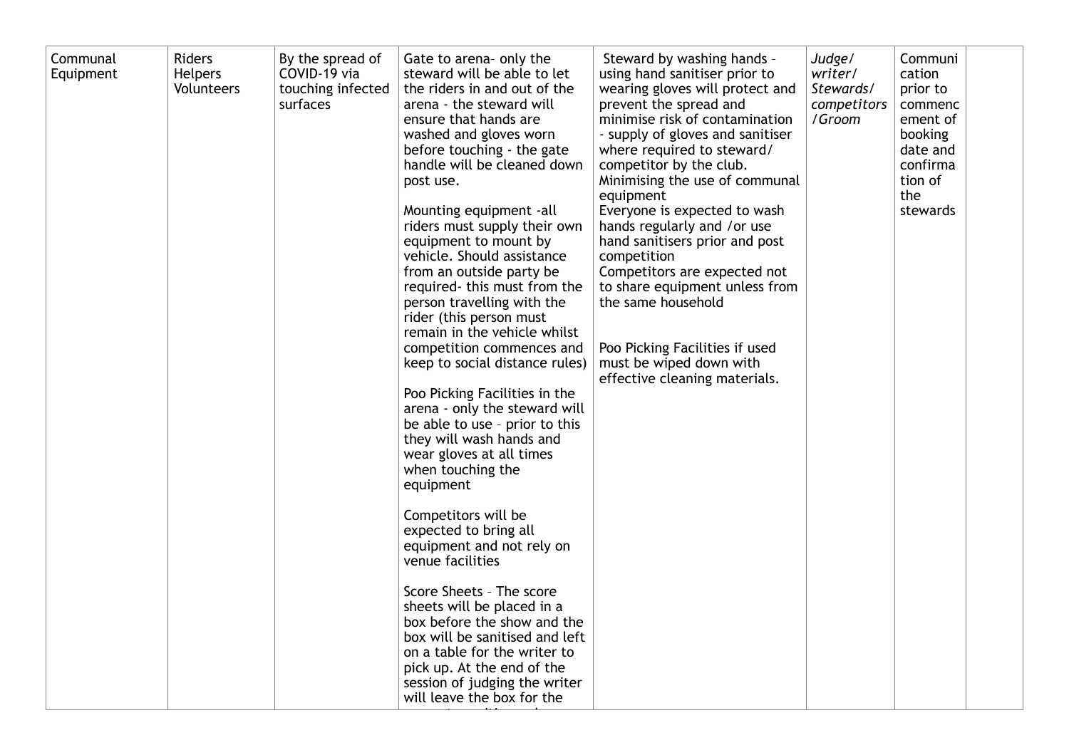| | | | | | | | |
|---|---|---|---|---|---|---|---|
| Communal Equipment | Riders Helpers Volunteers | By the spread of COVID-19 via touching infected surfaces | Gate to arena– only the steward will be able to let the riders in and out of the arena - the steward will ensure that hands are washed and gloves worn before touching - the gate handle will be cleaned down post use.<br><br>Mounting equipment -all riders must supply their own equipment to mount by vehicle. Should assistance from an outside party be required- this must from the person travelling with the rider (this person must remain in the vehicle whilst competition commences and keep to social distance rules)<br><br>Poo Picking Facilities in the arena - only the steward will be able to use – prior to this they will wash hands and wear gloves at all times when touching the equipment<br><br>Competitors will be expected to bring all equipment and not rely on venue facilities<br><br>Score Sheets – The score sheets will be placed in a box before the show and the box will be sanitised and left on a table for the writer to pick up. At the end of the session of judging the writer will leave the box for the | Steward by washing hands – using hand sanitiser prior to wearing gloves will protect and prevent the spread and minimise risk of contamination - supply of gloves and sanitiser where required to steward/ competitor by the club.<br>Minimising the use of communal equipment<br>Everyone is expected to wash hands regularly and /or use hand sanitisers prior and post competition<br>Competitors are expected not to share equipment unless from the same household<br><br>Poo Picking Facilities if used must be wiped down with effective cleaning materials. | *Judge/ writer/ Stewards/ competitors /Groom* | Communication prior to commencement of booking date and confirmation of the stewards | |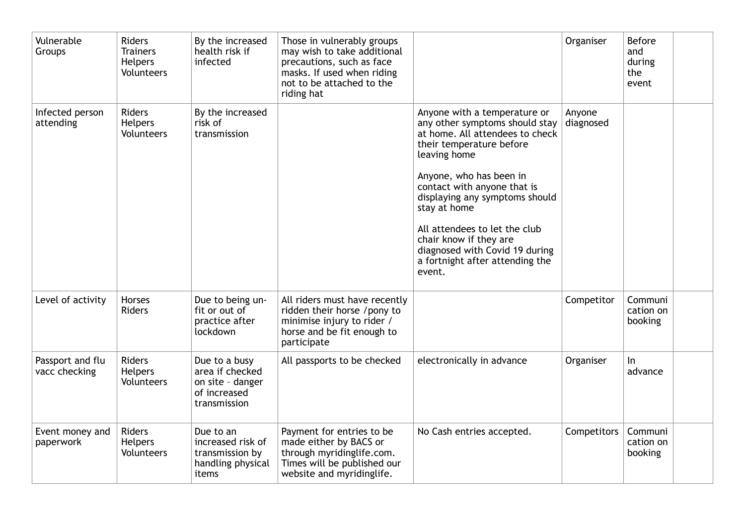| Vulnerable Groups | Riders<br>Trainers<br>Helpers<br>Volunteers | By the increased health risk if infected | Those in vulnerably groups may wish to take additional precautions, such as face masks. If used when riding not to be attached to the riding hat | | Organiser | Before and during the event | |
|---|---|---|---|---|---|---|---|
| Infected person attending | Riders<br>Helpers<br>Volunteers | By the increased risk of transmission | | Anyone with a temperature or any other symptoms should stay at home. All attendees to check their temperature before leaving home<br><br>Anyone, who has been in contact with anyone that is displaying any symptoms should stay at home<br><br>All attendees to let the club chair know if they are diagnosed with Covid 19 during a fortnight after attending the event. | Anyone diagnosed | | |
| Level of activity | Horses<br>Riders | Due to being un-fit or out of practice after lockdown | All riders must have recently ridden their horse /pony to minimise injury to rider / horse and be fit enough to participate | | Competitor | Communi cation on booking | |
| Passport and flu vacc checking | Riders<br>Helpers<br>Volunteers | Due to a busy area if checked on site – danger of increased transmission | All passports to be checked | electronically in advance | Organiser | In advance | |
| Event money and paperwork | Riders<br>Helpers<br>Volunteers | Due to an increased risk of transmission by handling physical items | Payment for entries to be made either by BACS or through myridinglife.com. Times will be published our website and myridinglife. | No Cash entries accepted. | Competitors | Communi cation on booking | |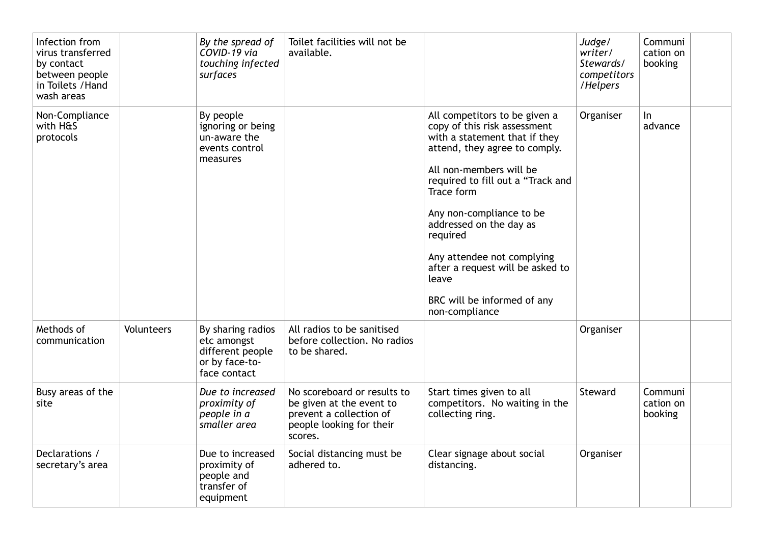| | | | | | | | |
|---|---|---|---|---|---|---|---|
| Infection from virus transferred by contact between people in Toilets /Hand wash areas | | *By the spread of COVID-19 via touching infected surfaces* | Toilet facilities will not be available. | | *Judge/ writer/ Stewards/ competitors /Helpers* | Communi cation on booking | |
| Non-Compliance with H&S protocols | | By people ignoring or being un-aware the events control measures | | All competitors to be given a copy of this risk assessment with a statement that if they attend, they agree to comply.<br><br>All non-members will be required to fill out a "Track and Trace form<br><br>Any non-compliance to be addressed on the day as required<br><br>Any attendee not complying after a request will be asked to leave<br><br>BRC will be informed of any non-compliance | Organiser | In advance | |
| Methods of communication | Volunteers | By sharing radios etc amongst different people or by face-to-face contact | All radios to be sanitised before collection. No radios to be shared. | | Organiser | | |
| Busy areas of the site | | *Due to increased proximity of people in a smaller area* | No scoreboard or results to be given at the event to prevent a collection of people looking for their scores. | Start times given to all competitors. No waiting in the collecting ring. | Steward | Communi cation on booking | |
| Declarations / secretary's area | | Due to increased proximity of people and transfer of equipment | Social distancing must be adhered to. | Clear signage about social distancing. | Organiser | | |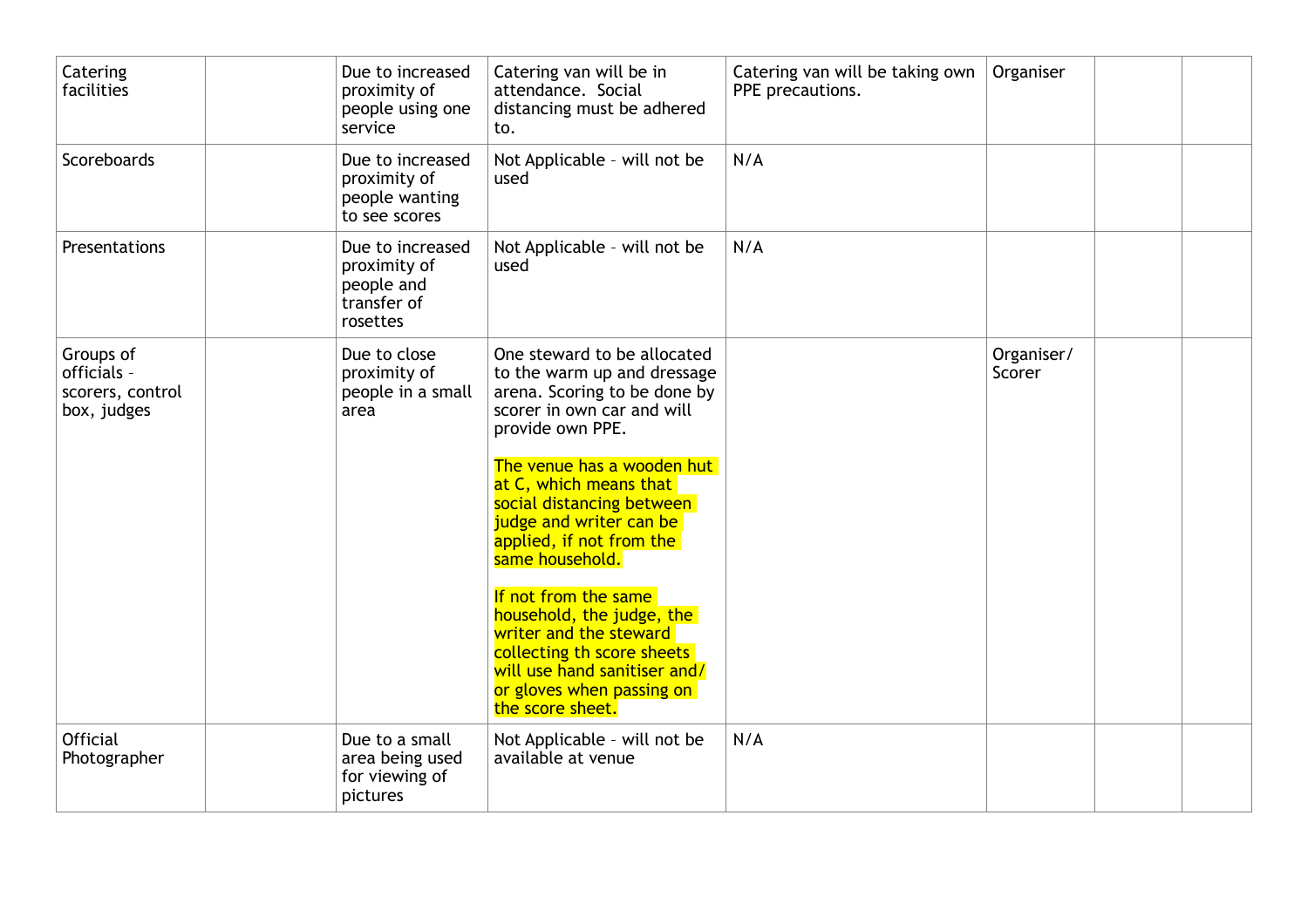| Catering facilities | | Due to increased proximity of people using one service | Catering van will be in attendance. Social distancing must be adhered to. | Catering van will be taking own PPE precautions. | Organiser | | |
|---|---|---|---|---|---|---|---|
| Scoreboards | | Due to increased proximity of people wanting to see scores | Not Applicable – will not be used | N/A | | | |
| Presentations | | Due to increased proximity of people and transfer of rosettes | Not Applicable – will not be used | N/A | | | |
| Groups of officials – scorers, control box, judges | | Due to close proximity of people in a small area | One steward to be allocated to the warm up and dressage arena. Scoring to be done by scorer in own car and will provide own PPE.<br><br>The venue has a wooden hut at C, which means that social distancing between judge and writer can be applied, if not from the same household.<br><br>If not from the same household, the judge, the writer and the steward collecting th score sheets will use hand sanitiser and/or gloves when passing on the score sheet. | | Organiser/ Scorer | | |
| Official Photographer | | Due to a small area being used for viewing of pictures | Not Applicable – will not be available at venue | N/A | | | |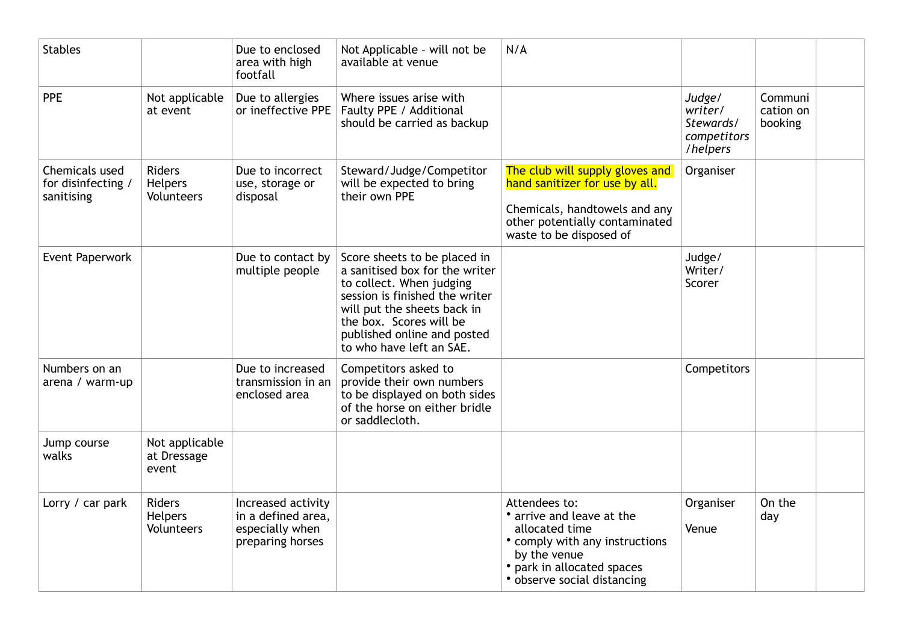| Stables | | Due to enclosed area with high footfall | Not Applicable – will not be available at venue | N/A | | | |
|---|---|---|---|---|---|---|---|
| PPE | Not applicable at event | Due to allergies or ineffective PPE | Where issues arise with Faulty PPE / Additional should be carried as backup | | *Judge/ writer/ Stewards/ competitors /helpers* | Communi cation on booking | |
| Chemicals used for disinfecting / sanitising | Riders Helpers Volunteers | Due to incorrect use, storage or disposal | Steward/Judge/Competitor will be expected to bring their own PPE | The club will supply gloves and hand sanitizer for use by all.<br><br>Chemicals, handtowels and any other potentially contaminated waste to be disposed of | Organiser | | |
| Event Paperwork | | Due to contact by multiple people | Score sheets to be placed in a sanitised box for the writer to collect. When judging session is finished the writer will put the sheets back in the box. Scores will be published online and posted to who have left an SAE. | | Judge/ Writer/ Scorer | | |
| Numbers on an arena / warm-up | | Due to increased transmission in an enclosed area | Competitors asked to provide their own numbers to be displayed on both sides of the horse on either bridle or saddlecloth. | | Competitors | | |
| Jump course walks | Not applicable at Dressage event | | | | | | |
| Lorry / car park | Riders Helpers Volunteers | Increased activity in a defined area, especially when preparing horses | | Attendees to:<br>• arrive and leave at the allocated time<br>• comply with any instructions by the venue<br>• park in allocated spaces<br>• observe social distancing | Organiser<br><br>Venue | On the day | |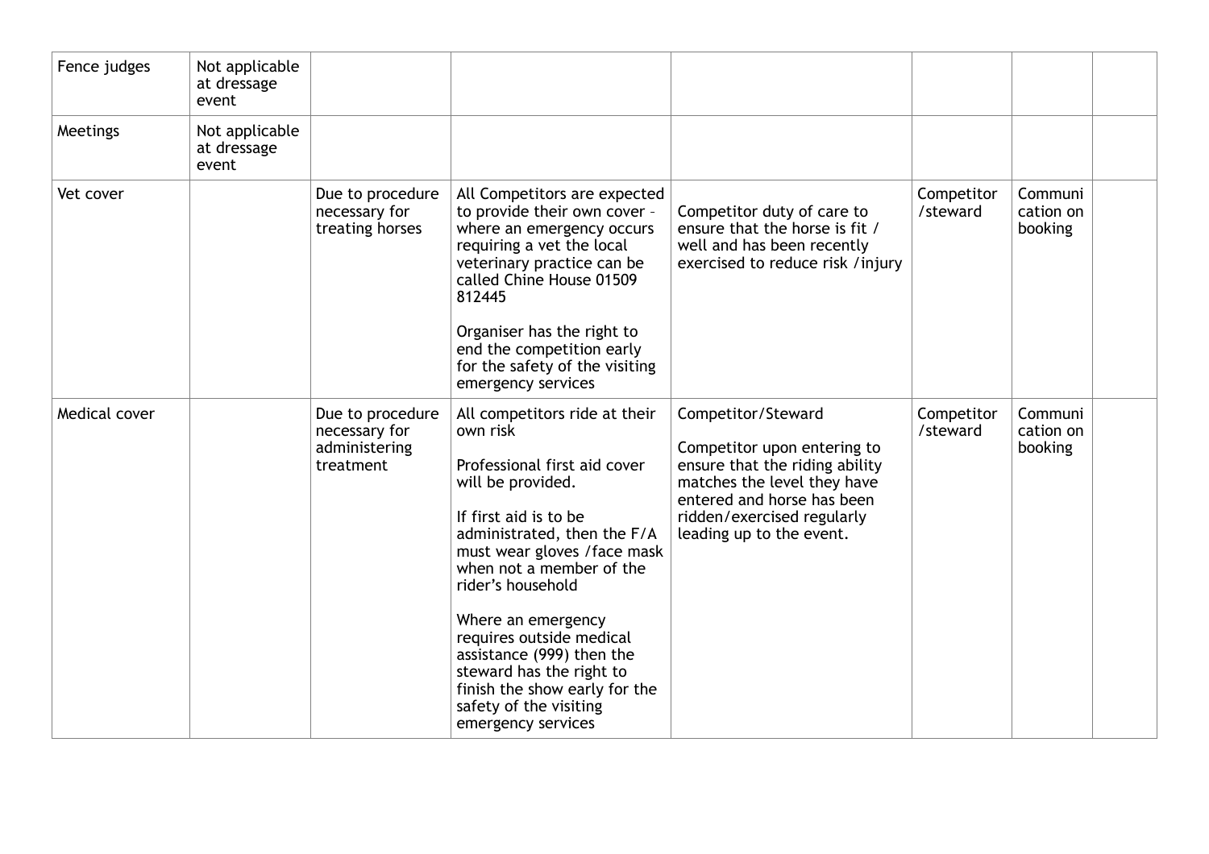| | | | | | | | |
|---|---|---|---|---|---|---|---|
| Fence judges | Not applicable at dressage event | | | | | | |
| Meetings | Not applicable at dressage event | | | | | | |
| Vet cover | | Due to procedure necessary for treating horses | All Competitors are expected to provide their own cover - where an emergency occurs requiring a vet the local veterinary practice can be called Chine House 01509 812445<br><br>Organiser has the right to end the competition early for the safety of the visiting emergency services | Competitor duty of care to ensure that the horse is fit / well and has been recently exercised to reduce risk /injury | Competitor /steward | Communi cation on booking | |
| Medical cover | | Due to procedure necessary for administering treatment | All competitors ride at their own risk<br><br>Professional first aid cover will be provided.<br><br>If first aid is to be administrated, then the F/A must wear gloves /face mask when not a member of the rider's household<br><br>Where an emergency requires outside medical assistance (999) then the steward has the right to finish the show early for the safety of the visiting emergency services | Competitor/Steward<br><br>Competitor upon entering to ensure that the riding ability matches the level they have entered and horse has been ridden/exercised regularly leading up to the event. | Competitor /steward | Communi cation on booking | |